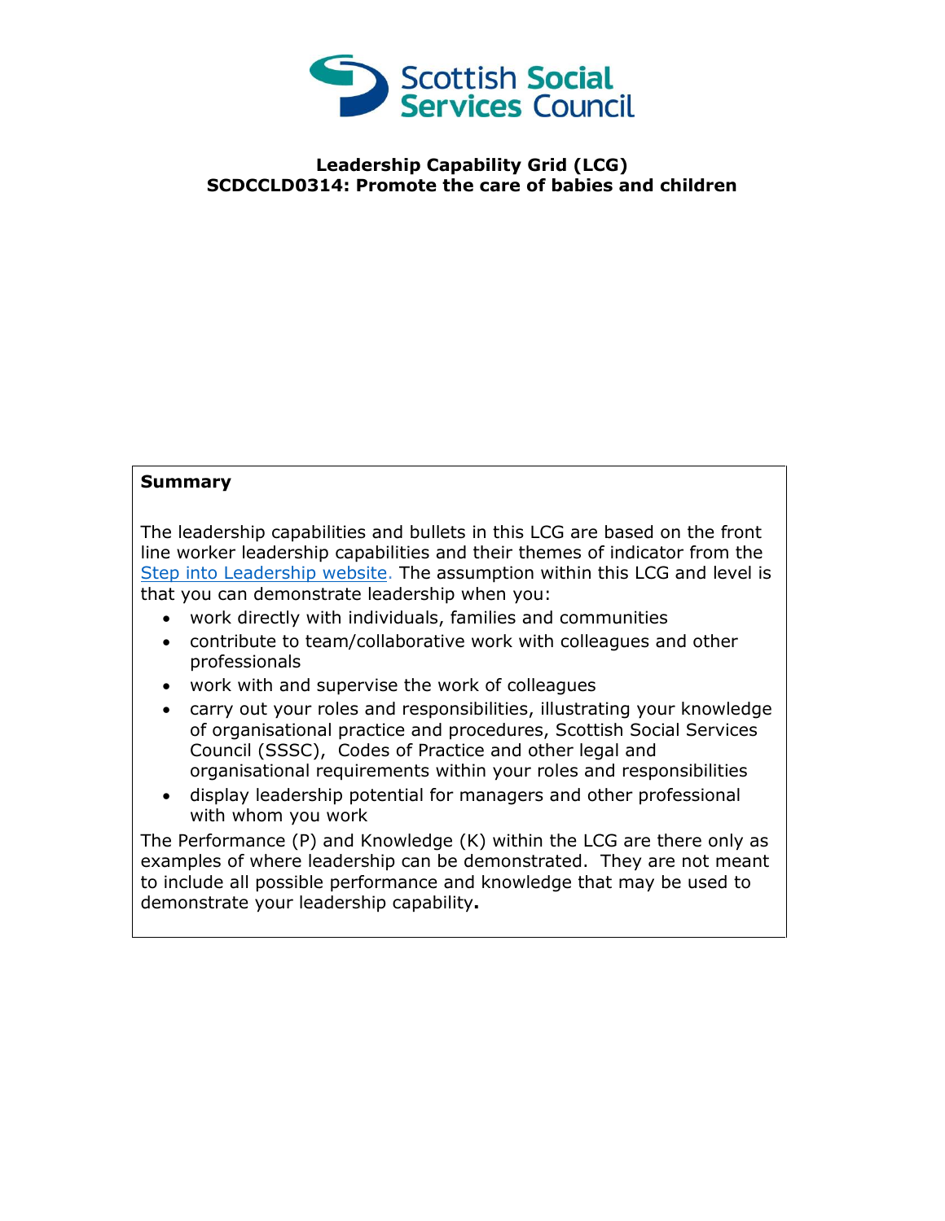**Leadership Capability Grid (LCG)**
**SCDCCLD0314: Promote the care of babies and children**

**Summary**

The leadership capabilities and bullets in this LCG are based on the front line worker leadership capabilities and their themes of indicator from the Step into Leadership website. The assumption within this LCG and level is that you can demonstrate leadership when you:

- work directly with individuals, families and communities
- contribute to team/collaborative work with colleagues and other professionals
- work with and supervise the work of colleagues
- carry out your roles and responsibilities, illustrating your knowledge of organisational practice and procedures, Scottish Social Services Council (SSSC), Codes of Practice and other legal and organisational requirements within your roles and responsibilities
- display leadership potential for managers and other professional with whom you work

The Performance (P) and Knowledge (K) within the LCG are there only as examples of where leadership can be demonstrated. They are not meant to include all possible performance and knowledge that may be used to demonstrate your leadership capability**.**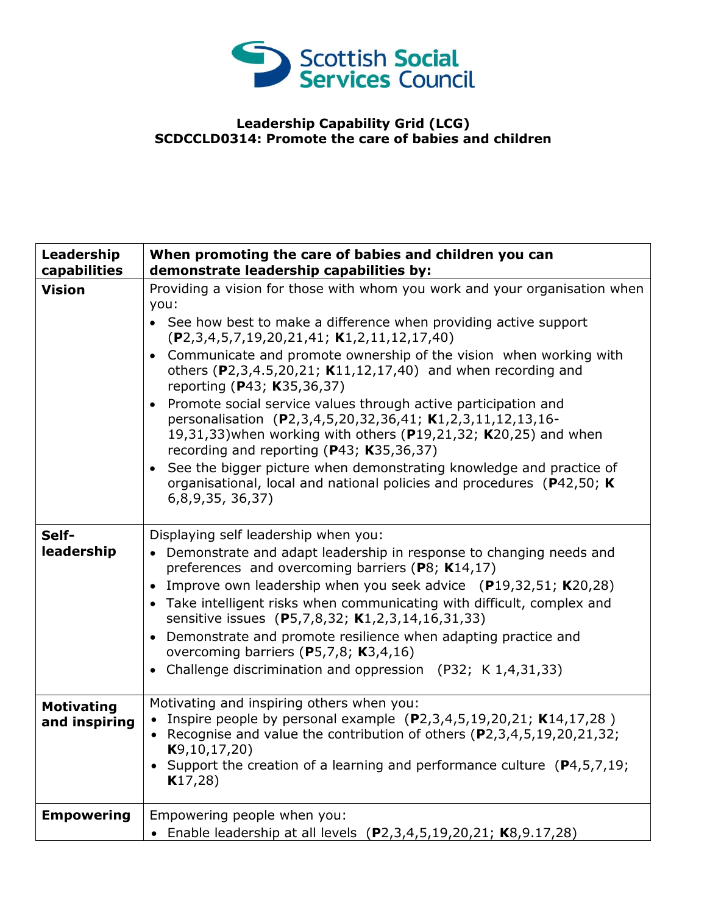**Leadership Capability Grid (LCG)**
**SCDCCLD0314: Promote the care of babies and children**

| **Leadership capabilities** | **When promoting the care of babies and children you can demonstrate leadership capabilities by:** |
|---|---|
| **Vision** | Providing a vision for those with whom you work and your organisation when you:<br>• See how best to make a difference when providing active support (**P**2,3,4,5,7,19,20,21,41; **K**1,2,11,12,17,40)<br>• Communicate and promote ownership of the vision when working with others (**P**2,3,4.5,20,21; **K**11,12,17,40) and when recording and reporting (**P**43; **K**35,36,37)<br>• Promote social service values through active participation and personalisation (**P**2,3,4,5,20,32,36,41; **K**1,2,3,11,12,13,16-19,31,33)when working with others (**P**19,21,32; **K**20,25) and when recording and reporting (**P**43; **K**35,36,37)<br>• See the bigger picture when demonstrating knowledge and practice of organisational, local and national policies and procedures (**P**42,50; **K** 6,8,9,35, 36,37) |
| **Self-leadership** | Displaying self leadership when you:<br>• Demonstrate and adapt leadership in response to changing needs and preferences and overcoming barriers (**P**8; **K**14,17)<br>• Improve own leadership when you seek advice (**P**19,32,51; **K**20,28)<br>• Take intelligent risks when communicating with difficult, complex and sensitive issues (**P**5,7,8,32; **K**1,2,3,14,16,31,33)<br>• Demonstrate and promote resilience when adapting practice and overcoming barriers (**P**5,7,8; **K**3,4,16)<br>• Challenge discrimination and oppression (P32; K 1,4,31,33) |
| **Motivating and inspiring** | Motivating and inspiring others when you:<br>• Inspire people by personal example (**P**2,3,4,5,19,20,21; **K**14,17,28 )<br>• Recognise and value the contribution of others (**P**2,3,4,5,19,20,21,32; **K**9,10,17,20)<br>• Support the creation of a learning and performance culture (**P**4,5,7,19; **K**17,28) |
| **Empowering** | Empowering people when you:<br>• Enable leadership at all levels (**P**2,3,4,5,19,20,21; **K**8,9.17,28) |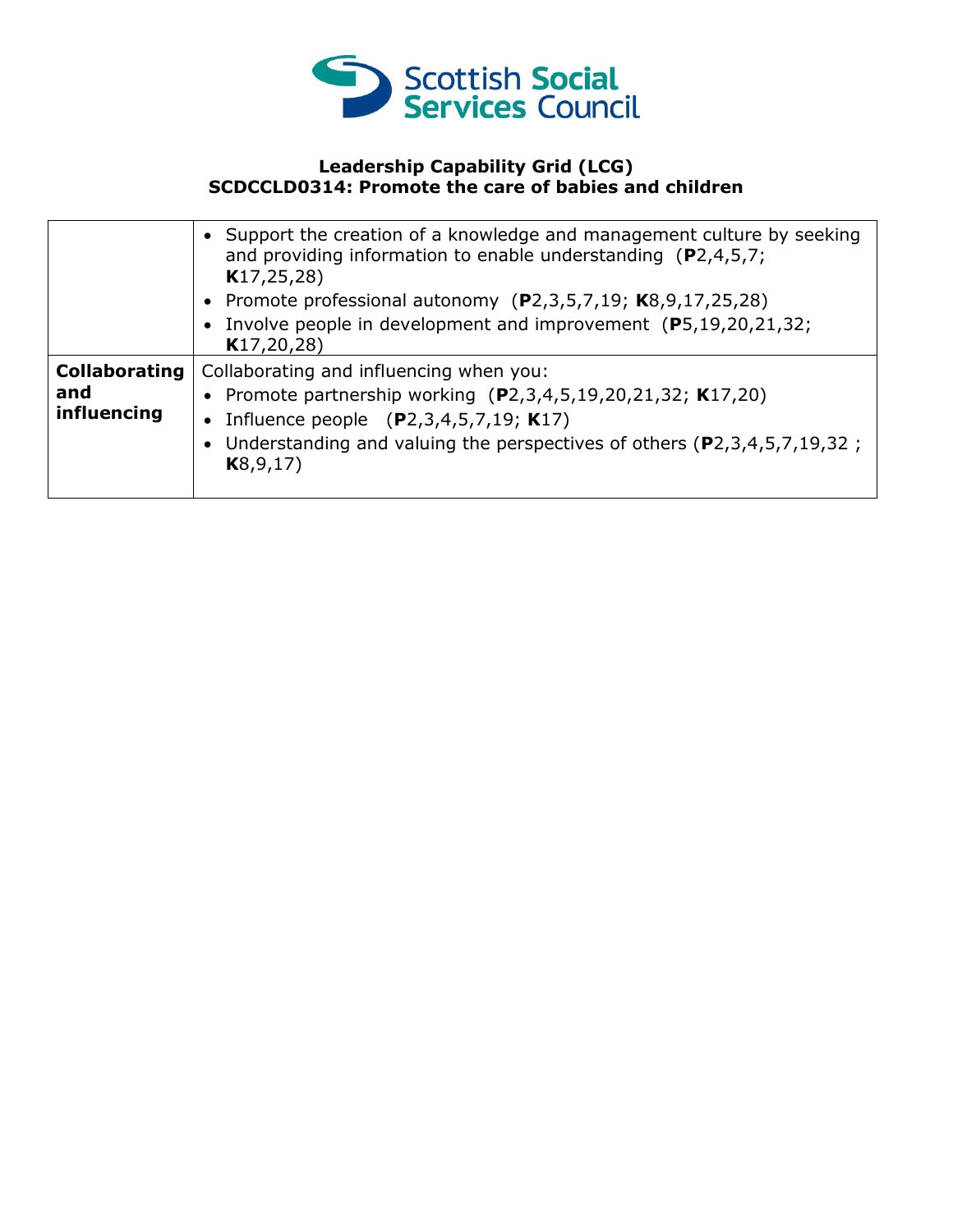**Leadership Capability Grid (LCG)**
**SCDCCLD0314: Promote the care of babies and children**

| | |
|---|---|
| | • Support the creation of a knowledge and management culture by seeking and providing information to enable understanding (**P**2,4,5,7; **K**17,25,28)<br>• Promote professional autonomy (**P**2,3,5,7,19; **K**8,9,17,25,28)<br>• Involve people in development and improvement (**P**5,19,20,21,32; **K**17,20,28) |
| **Collaborating and influencing** | Collaborating and influencing when you:<br>• Promote partnership working (**P**2,3,4,5,19,20,21,32; **K**17,20)<br>• Influence people (**P**2,3,4,5,7,19; **K**17)<br>• Understanding and valuing the perspectives of others (**P**2,3,4,5,7,19,32 ; **K**8,9,17) |